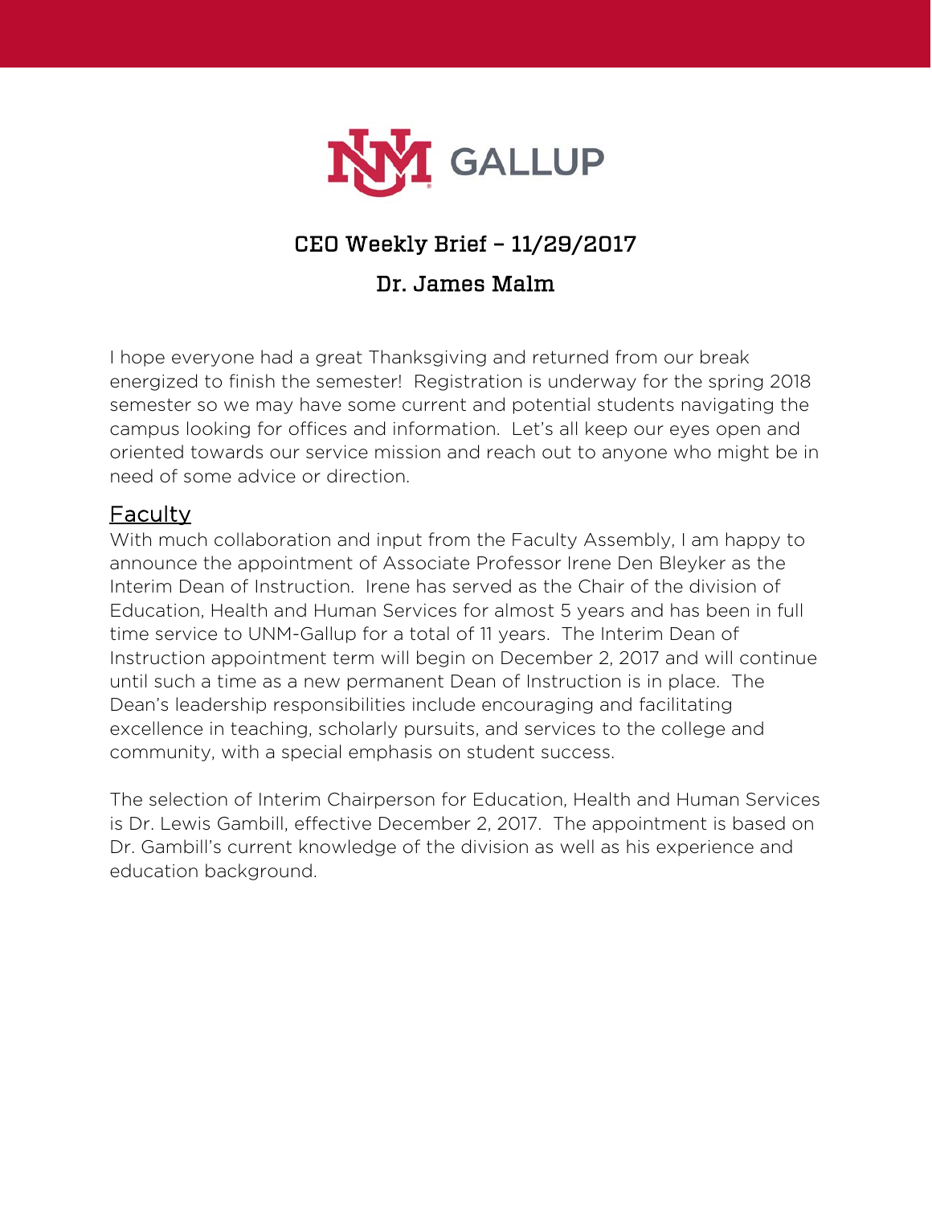# CEO Weekly Brief – 11/29/2017

## Dr. James Malm

I hope everyone had a great Thanksgiving and returned from our break energized to finish the semester! Registration is underway for the spring 2018 semester so we may have some current and potential students navigating the campus looking for offices and information. Let's all keep our eyes open and oriented towards our service mission and reach out to anyone who might be in need of some advice or direction.

### Faculty

With much collaboration and input from the Faculty Assembly, I am happy to announce the appointment of Associate Professor Irene Den Bleyker as the Interim Dean of Instruction. Irene has served as the Chair of the division of Education, Health and Human Services for almost 5 years and has been in full time service to UNM-Gallup for a total of 11 years. The Interim Dean of Instruction appointment term will begin on December 2, 2017 and will continue until such a time as a new permanent Dean of Instruction is in place. The Dean's leadership responsibilities include encouraging and facilitating excellence in teaching, scholarly pursuits, and services to the college and community, with a special emphasis on student success.

The selection of Interim Chairperson for Education, Health and Human Services is Dr. Lewis Gambill, effective December 2, 2017. The appointment is based on Dr. Gambill's current knowledge of the division as well as his experience and education background.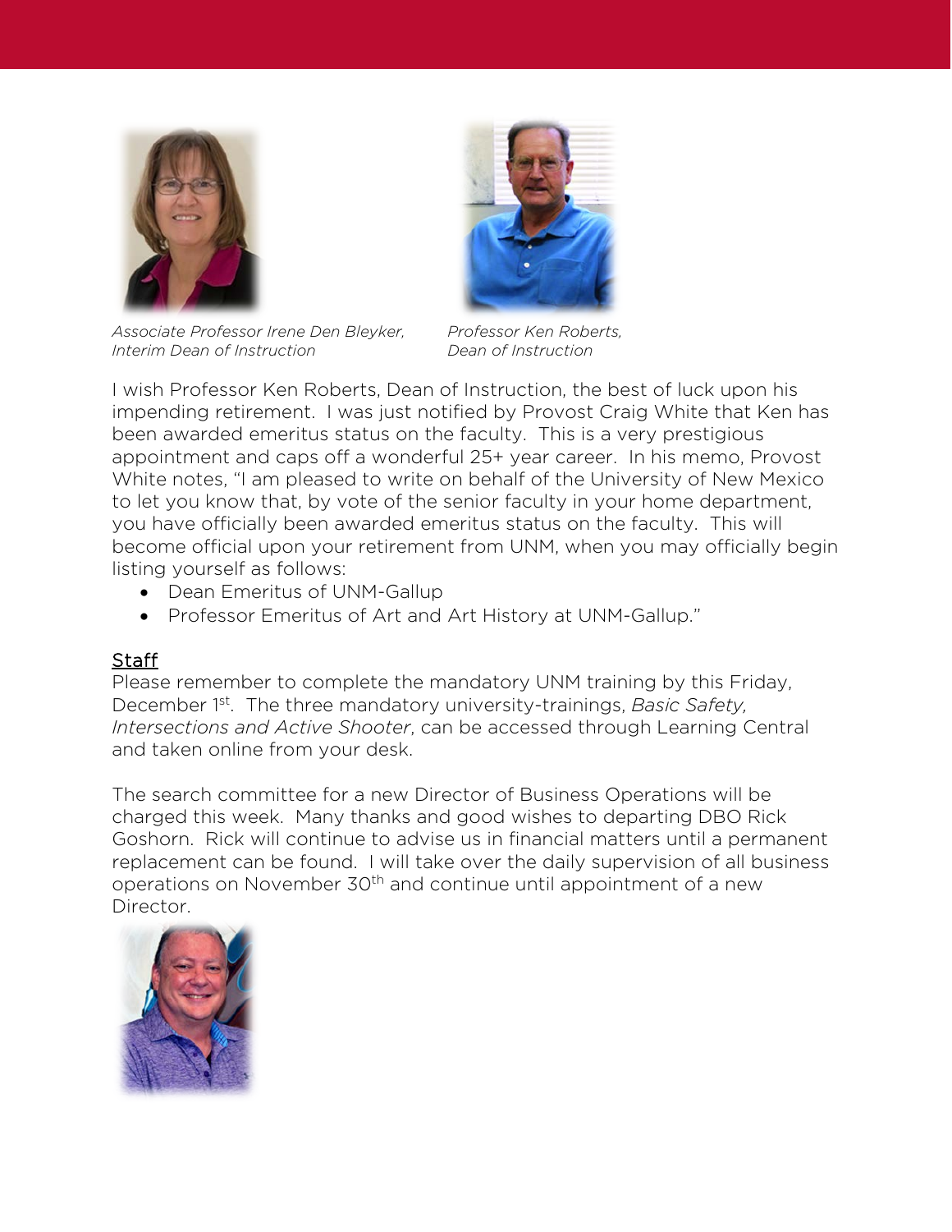*Associate Professor Irene Den Bleyker, Interim Dean of Instruction*

*Professor Ken Roberts, Dean of Instruction*

I wish Professor Ken Roberts, Dean of Instruction, the best of luck upon his impending retirement. I was just notified by Provost Craig White that Ken has been awarded emeritus status on the faculty. This is a very prestigious appointment and caps off a wonderful 25+ year career. In his memo, Provost White notes, "I am pleased to write on behalf of the University of New Mexico to let you know that, by vote of the senior faculty in your home department, you have officially been awarded emeritus status on the faculty. This will become official upon your retirement from UNM, when you may officially begin listing yourself as follows:

- Dean Emeritus of UNM-Gallup
- Professor Emeritus of Art and Art History at UNM-Gallup."

## Staff

Please remember to complete the mandatory UNM training by this Friday, December 1st. The three mandatory university-trainings, *Basic Safety, Intersections and Active Shooter*, can be accessed through Learning Central and taken online from your desk.

The search committee for a new Director of Business Operations will be charged this week. Many thanks and good wishes to departing DBO Rick Goshorn. Rick will continue to advise us in financial matters until a permanent replacement can be found. I will take over the daily supervision of all business operations on November 30th and continue until appointment of a new Director.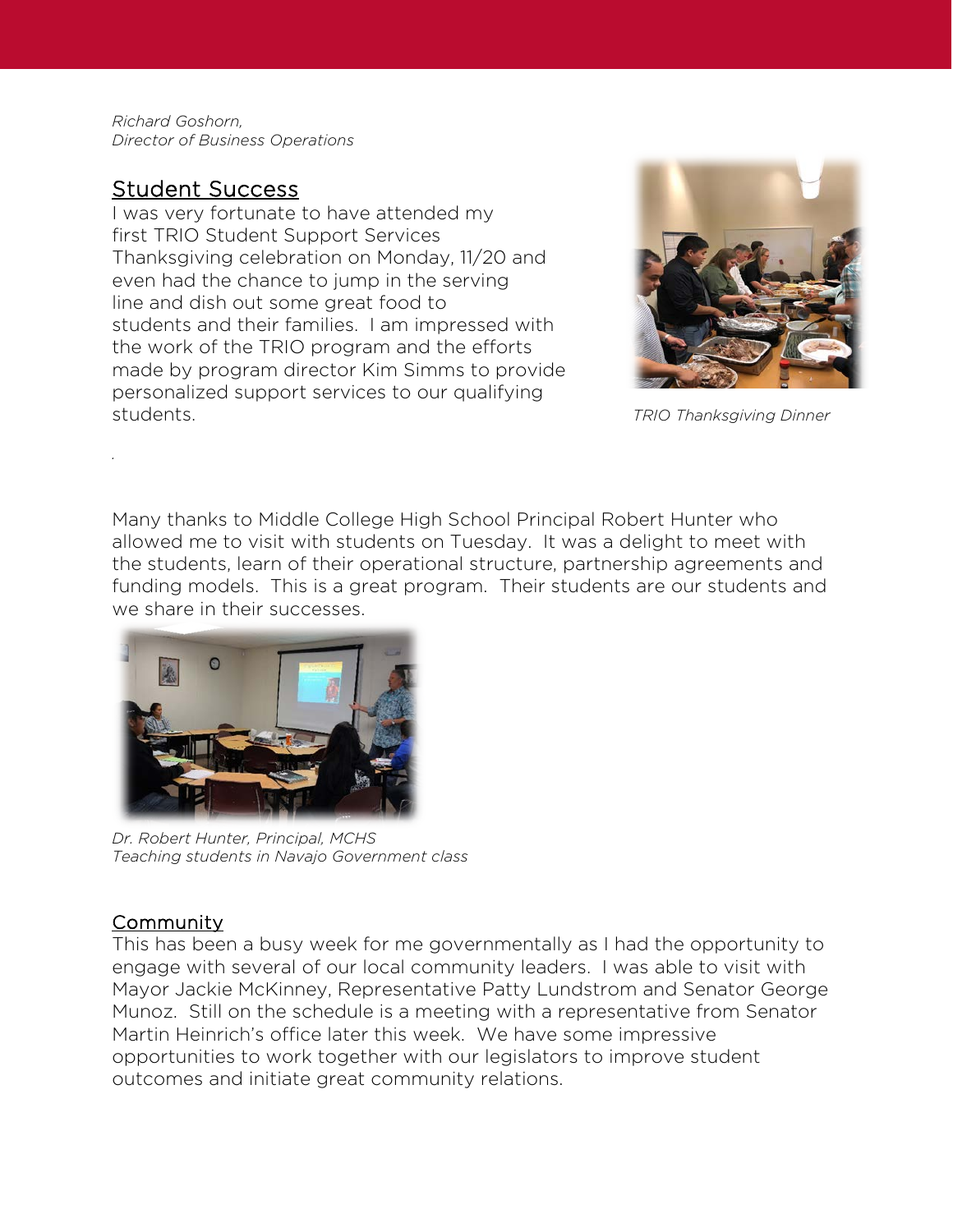*Richard Goshorn,*
*Director of Business Operations*

## Student Success

I was very fortunate to have attended my first TRIO Student Support Services Thanksgiving celebration on Monday, 11/20 and even had the chance to jump in the serving line and dish out some great food to students and their families. I am impressed with the work of the TRIO program and the efforts made by program director Kim Simms to provide personalized support services to our qualifying students.

*TRIO Thanksgiving Dinner*

Many thanks to Middle College High School Principal Robert Hunter who allowed me to visit with students on Tuesday. It was a delight to meet with the students, learn of their operational structure, partnership agreements and funding models. This is a great program. Their students are our students and we share in their successes.

*Dr. Robert Hunter, Principal, MCHS*
*Teaching students in Navajo Government class*

## Community

This has been a busy week for me governmentally as I had the opportunity to engage with several of our local community leaders. I was able to visit with Mayor Jackie McKinney, Representative Patty Lundstrom and Senator George Munoz. Still on the schedule is a meeting with a representative from Senator Martin Heinrich's office later this week. We have some impressive opportunities to work together with our legislators to improve student outcomes and initiate great community relations.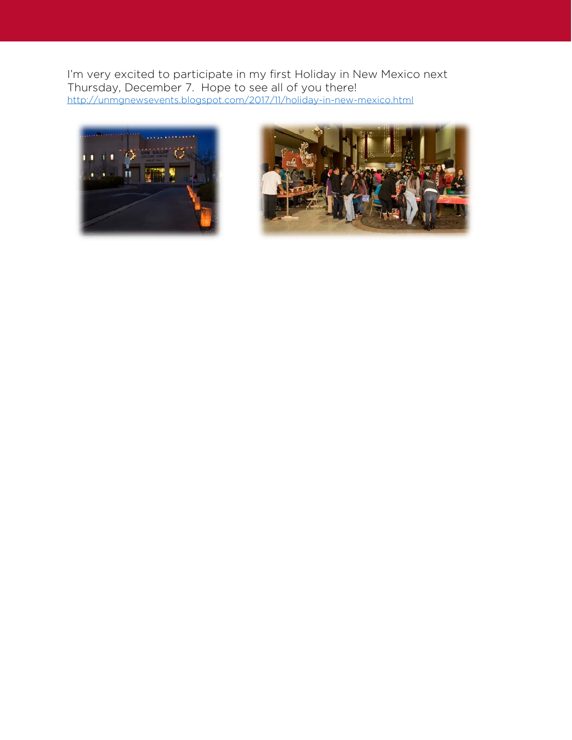I'm very excited to participate in my first Holiday in New Mexico next Thursday, December 7. Hope to see all of you there!
http://unmgnewsevents.blogspot.com/2017/11/holiday-in-new-mexico.html